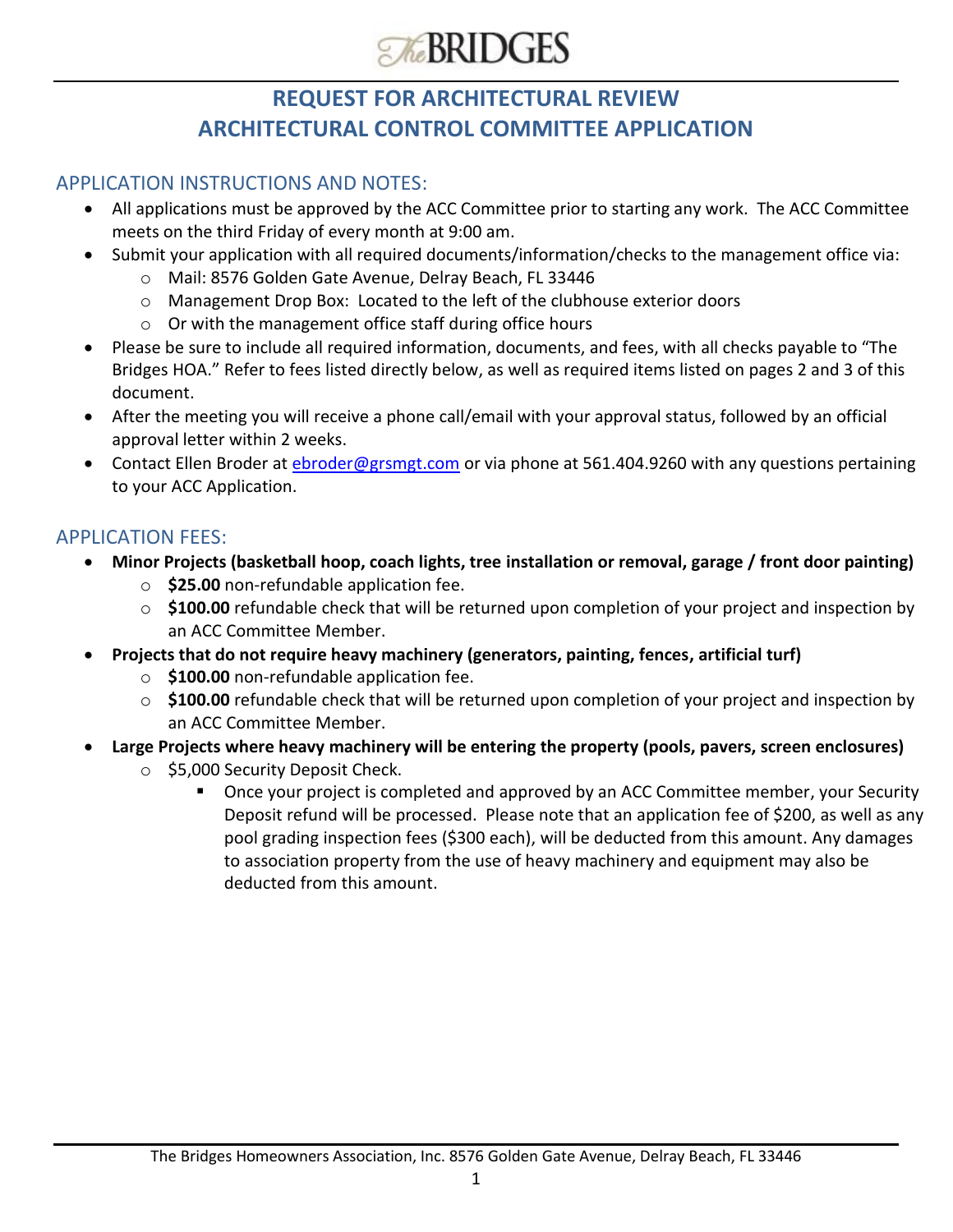# The BRIDGES

## REQUEST FOR ARCHITECTURAL REVIEW
## ARCHITECTURAL CONTROL COMMITTEE APPLICATION

### APPLICATION INSTRUCTIONS AND NOTES:

- All applications must be approved by the ACC Committee prior to starting any work. The ACC Committee meets on the third Friday of every month at 9:00 am.
- Submit your application with all required documents/information/checks to the management office via:
  - Mail: 8576 Golden Gate Avenue, Delray Beach, FL 33446
  - Management Drop Box: Located to the left of the clubhouse exterior doors
  - Or with the management office staff during office hours
- Please be sure to include all required information, documents, and fees, with all checks payable to "The Bridges HOA." Refer to fees listed directly below, as well as required items listed on pages 2 and 3 of this document.
- After the meeting you will receive a phone call/email with your approval status, followed by an official approval letter within 2 weeks.
- Contact Ellen Broder at ebroder@grsmgt.com or via phone at 561.404.9260 with any questions pertaining to your ACC Application.

### APPLICATION FEES:

- **Minor Projects (basketball hoop, coach lights, tree installation or removal, garage / front door painting)**
  - **$25.00** non-refundable application fee.
  - **$100.00** refundable check that will be returned upon completion of your project and inspection by an ACC Committee Member.
- **Projects that do not require heavy machinery (generators, painting, fences, artificial turf)**
  - **$100.00** non-refundable application fee.
  - **$100.00** refundable check that will be returned upon completion of your project and inspection by an ACC Committee Member.
- **Large Projects where heavy machinery will be entering the property (pools, pavers, screen enclosures)**
  - $5,000 Security Deposit Check.
    - Once your project is completed and approved by an ACC Committee member, your Security Deposit refund will be processed. Please note that an application fee of $200, as well as any pool grading inspection fees ($300 each), will be deducted from this amount. Any damages to association property from the use of heavy machinery and equipment may also be deducted from this amount.

The Bridges Homeowners Association, Inc. 8576 Golden Gate Avenue, Delray Beach, FL 33446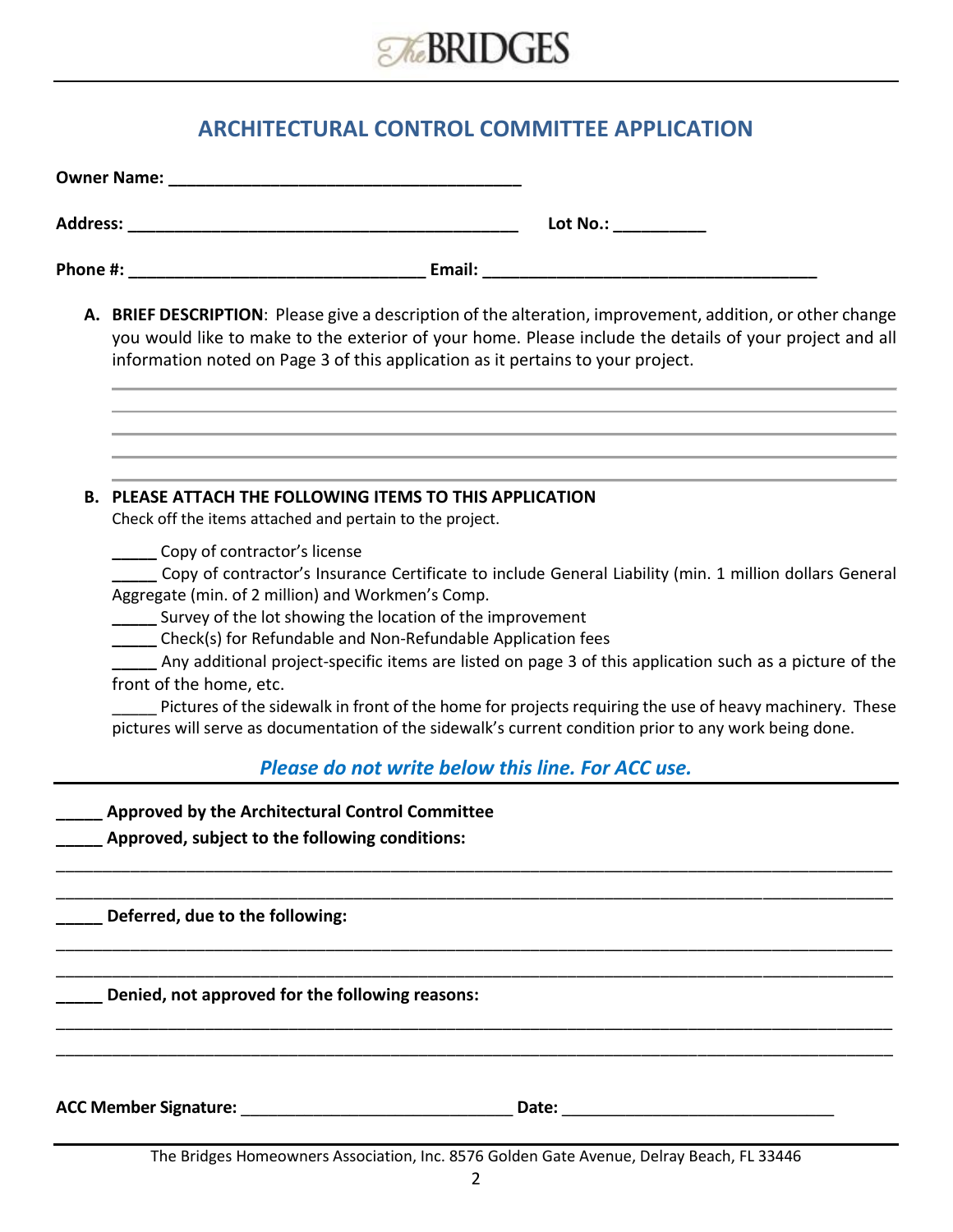# ARCHITECTURAL CONTROL COMMITTEE APPLICATION

**Owner Name:** ______________________________________

**Address:** __________________________________________ **Lot No.:** __________

**Phone #:** ________________________________ **Email:** ____________________________________

**A. BRIEF DESCRIPTION**: Please give a description of the alteration, improvement, addition, or other change you would like to make to the exterior of your home. Please include the details of your project and all information noted on Page 3 of this application as it pertains to your project.

______________________________________________________________________

______________________________________________________________________

______________________________________________________________________

______________________________________________________________________

______________________________________________________________________

**B. PLEASE ATTACH THE FOLLOWING ITEMS TO THIS APPLICATION**

Check off the items attached and pertain to the project.

_____ Copy of contractor's license

_____ Copy of contractor's Insurance Certificate to include General Liability (min. 1 million dollars General Aggregate (min. of 2 million) and Workmen's Comp.

_____ Survey of the lot showing the location of the improvement

_____ Check(s) for Refundable and Non-Refundable Application fees

_____ Any additional project-specific items are listed on page 3 of this application such as a picture of the front of the home, etc.

_____ Pictures of the sidewalk in front of the home for projects requiring the use of heavy machinery. These pictures will serve as documentation of the sidewalk's current condition prior to any work being done.

***Please do not write below this line. For ACC use.***

---

**_____ Approved by the Architectural Control Committee**

**_____ Approved, subject to the following conditions:**

______________________________________________________________________

______________________________________________________________________

**_____ Deferred, due to the following:**

______________________________________________________________________

______________________________________________________________________

**_____ Denied, not approved for the following reasons:**

______________________________________________________________________

______________________________________________________________________

**ACC Member Signature:** ______________________________ **Date:** ______________________________

The Bridges Homeowners Association, Inc. 8576 Golden Gate Avenue, Delray Beach, FL 33446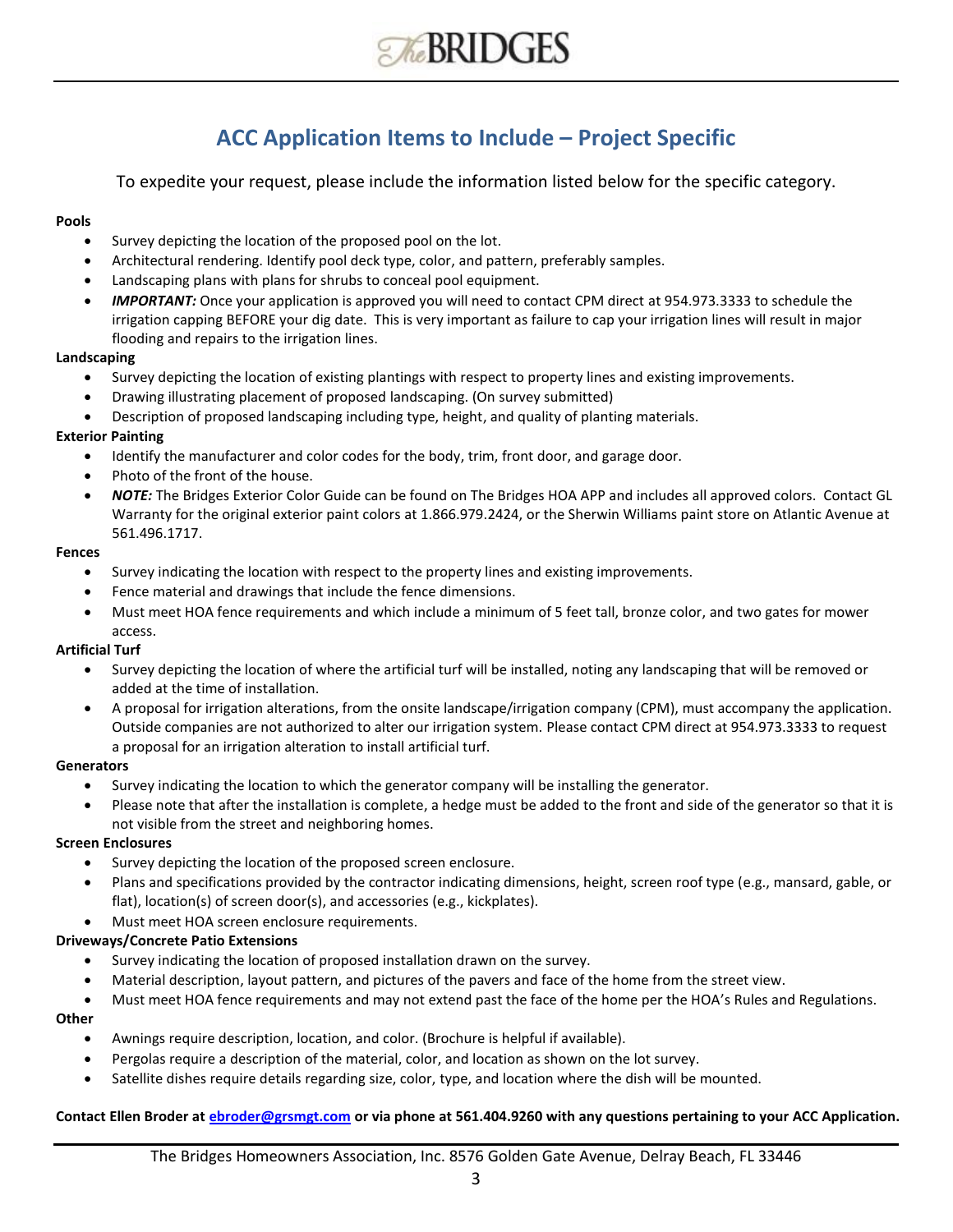# ACC Application Items to Include – Project Specific

To expedite your request, please include the information listed below for the specific category.

**Pools**

- Survey depicting the location of the proposed pool on the lot.
- Architectural rendering. Identify pool deck type, color, and pattern, preferably samples.
- Landscaping plans with plans for shrubs to conceal pool equipment.
- ***IMPORTANT:*** Once your application is approved you will need to contact CPM direct at 954.973.3333 to schedule the irrigation capping BEFORE your dig date. This is very important as failure to cap your irrigation lines will result in major flooding and repairs to the irrigation lines.

**Landscaping**

- Survey depicting the location of existing plantings with respect to property lines and existing improvements.
- Drawing illustrating placement of proposed landscaping. (On survey submitted)
- Description of proposed landscaping including type, height, and quality of planting materials.

**Exterior Painting**

- Identify the manufacturer and color codes for the body, trim, front door, and garage door.
- Photo of the front of the house.
- ***NOTE:*** The Bridges Exterior Color Guide can be found on The Bridges HOA APP and includes all approved colors. Contact GL Warranty for the original exterior paint colors at 1.866.979.2424, or the Sherwin Williams paint store on Atlantic Avenue at 561.496.1717.

**Fences**

- Survey indicating the location with respect to the property lines and existing improvements.
- Fence material and drawings that include the fence dimensions.
- Must meet HOA fence requirements and which include a minimum of 5 feet tall, bronze color, and two gates for mower access.

**Artificial Turf**

- Survey depicting the location of where the artificial turf will be installed, noting any landscaping that will be removed or added at the time of installation.
- A proposal for irrigation alterations, from the onsite landscape/irrigation company (CPM), must accompany the application. Outside companies are not authorized to alter our irrigation system. Please contact CPM direct at 954.973.3333 to request a proposal for an irrigation alteration to install artificial turf.

**Generators**

- Survey indicating the location to which the generator company will be installing the generator.
- Please note that after the installation is complete, a hedge must be added to the front and side of the generator so that it is not visible from the street and neighboring homes.

**Screen Enclosures**

- Survey depicting the location of the proposed screen enclosure.
- Plans and specifications provided by the contractor indicating dimensions, height, screen roof type (e.g., mansard, gable, or flat), location(s) of screen door(s), and accessories (e.g., kickplates).
- Must meet HOA screen enclosure requirements.

**Driveways/Concrete Patio Extensions**

- Survey indicating the location of proposed installation drawn on the survey.
- Material description, layout pattern, and pictures of the pavers and face of the home from the street view.
- Must meet HOA fence requirements and may not extend past the face of the home per the HOA's Rules and Regulations.

**Other**

- Awnings require description, location, and color. (Brochure is helpful if available).
- Pergolas require a description of the material, color, and location as shown on the lot survey.
- Satellite dishes require details regarding size, color, type, and location where the dish will be mounted.

**Contact Ellen Broder at ebroder@grsmgt.com or via phone at 561.404.9260 with any questions pertaining to your ACC Application.**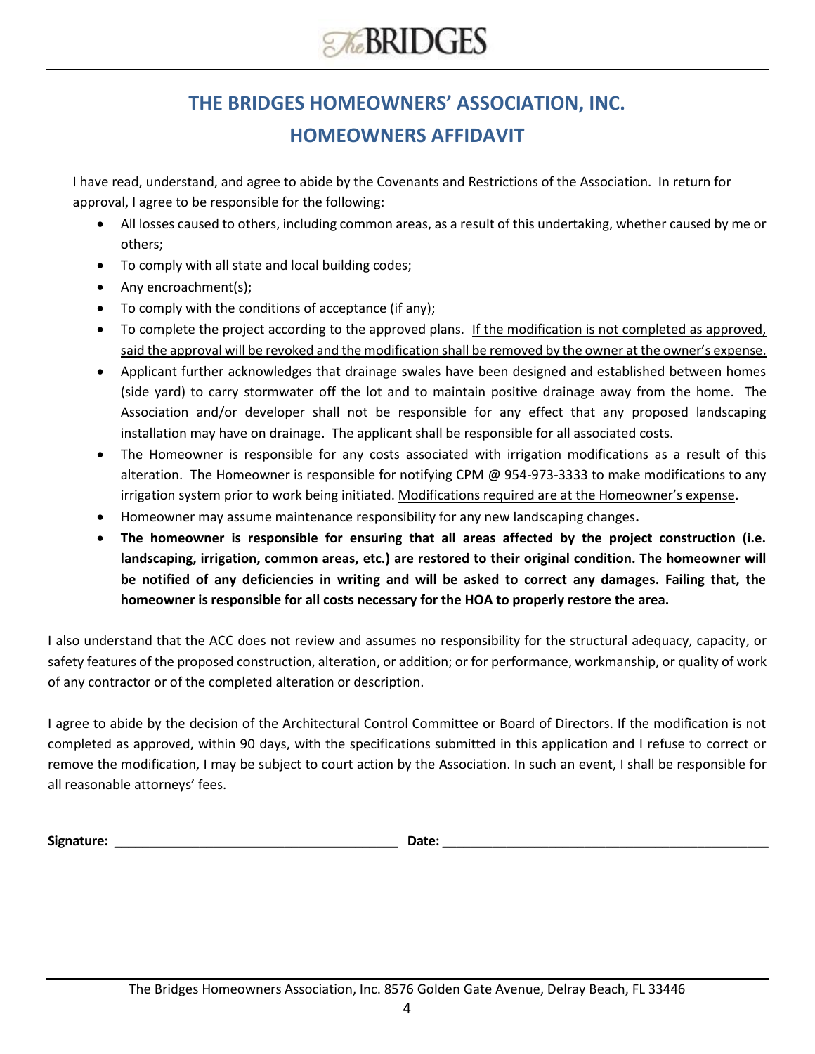# THE BRIDGES HOMEOWNERS' ASSOCIATION, INC.

## HOMEOWNERS AFFIDAVIT

I have read, understand, and agree to abide by the Covenants and Restrictions of the Association. In return for approval, I agree to be responsible for the following:

- All losses caused to others, including common areas, as a result of this undertaking, whether caused by me or others;
- To comply with all state and local building codes;
- Any encroachment(s);
- To comply with the conditions of acceptance (if any);
- To complete the project according to the approved plans. <u>If the modification is not completed as approved, said the approval will be revoked and the modification shall be removed by the owner at the owner's expense.</u>
- Applicant further acknowledges that drainage swales have been designed and established between homes (side yard) to carry stormwater off the lot and to maintain positive drainage away from the home. The Association and/or developer shall not be responsible for any effect that any proposed landscaping installation may have on drainage. The applicant shall be responsible for all associated costs.
- The Homeowner is responsible for any costs associated with irrigation modifications as a result of this alteration. The Homeowner is responsible for notifying CPM @ 954-973-3333 to make modifications to any irrigation system prior to work being initiated. <u>Modifications required are at the Homeowner's expense</u>.
- Homeowner may assume maintenance responsibility for any new landscaping changes**.**
- **The homeowner is responsible for ensuring that all areas affected by the project construction (i.e. landscaping, irrigation, common areas, etc.) are restored to their original condition. The homeowner will be notified of any deficiencies in writing and will be asked to correct any damages. Failing that, the homeowner is responsible for all costs necessary for the HOA to properly restore the area.**

I also understand that the ACC does not review and assumes no responsibility for the structural adequacy, capacity, or safety features of the proposed construction, alteration, or addition; or for performance, workmanship, or quality of work of any contractor or of the completed alteration or description.

I agree to abide by the decision of the Architectural Control Committee or Board of Directors. If the modification is not completed as approved, within 90 days, with the specifications submitted in this application and I refuse to correct or remove the modification, I may be subject to court action by the Association. In such an event, I shall be responsible for all reasonable attorneys' fees.

**Signature:** ________________________________________ **Date:** ______________________________________________

The Bridges Homeowners Association, Inc. 8576 Golden Gate Avenue, Delray Beach, FL 33446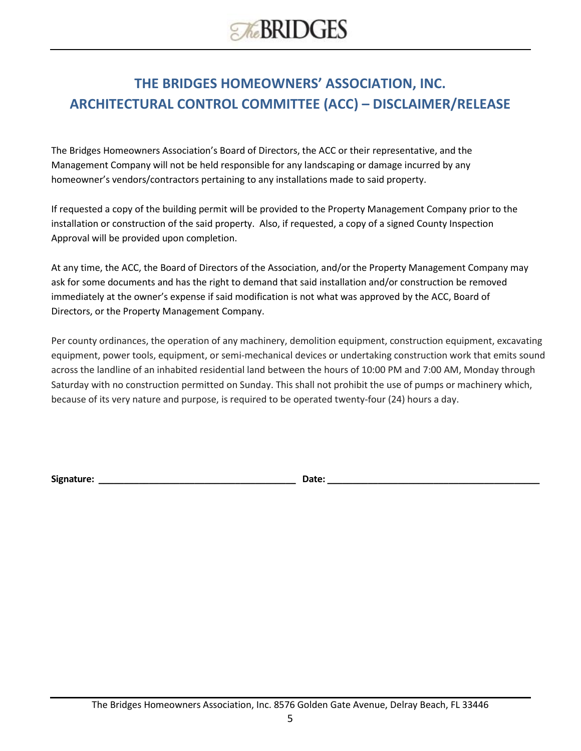# THE BRIDGES HOMEOWNERS' ASSOCIATION, INC.
# ARCHITECTURAL CONTROL COMMITTEE (ACC) – DISCLAIMER/RELEASE

The Bridges Homeowners Association's Board of Directors, the ACC or their representative, and the Management Company will not be held responsible for any landscaping or damage incurred by any homeowner's vendors/contractors pertaining to any installations made to said property.

If requested a copy of the building permit will be provided to the Property Management Company prior to the installation or construction of the said property. Also, if requested, a copy of a signed County Inspection Approval will be provided upon completion.

At any time, the ACC, the Board of Directors of the Association, and/or the Property Management Company may ask for some documents and has the right to demand that said installation and/or construction be removed immediately at the owner's expense if said modification is not what was approved by the ACC, Board of Directors, or the Property Management Company.

Per county ordinances, the operation of any machinery, demolition equipment, construction equipment, excavating equipment, power tools, equipment, or semi-mechanical devices or undertaking construction work that emits sound across the landline of an inhabited residential land between the hours of 10:00 PM and 7:00 AM, Monday through Saturday with no construction permitted on Sunday. This shall not prohibit the use of pumps or machinery which, because of its very nature and purpose, is required to be operated twenty-four (24) hours a day.

**Signature:** ______________________________________ **Date:** ________________________________________

The Bridges Homeowners Association, Inc. 8576 Golden Gate Avenue, Delray Beach, FL 33446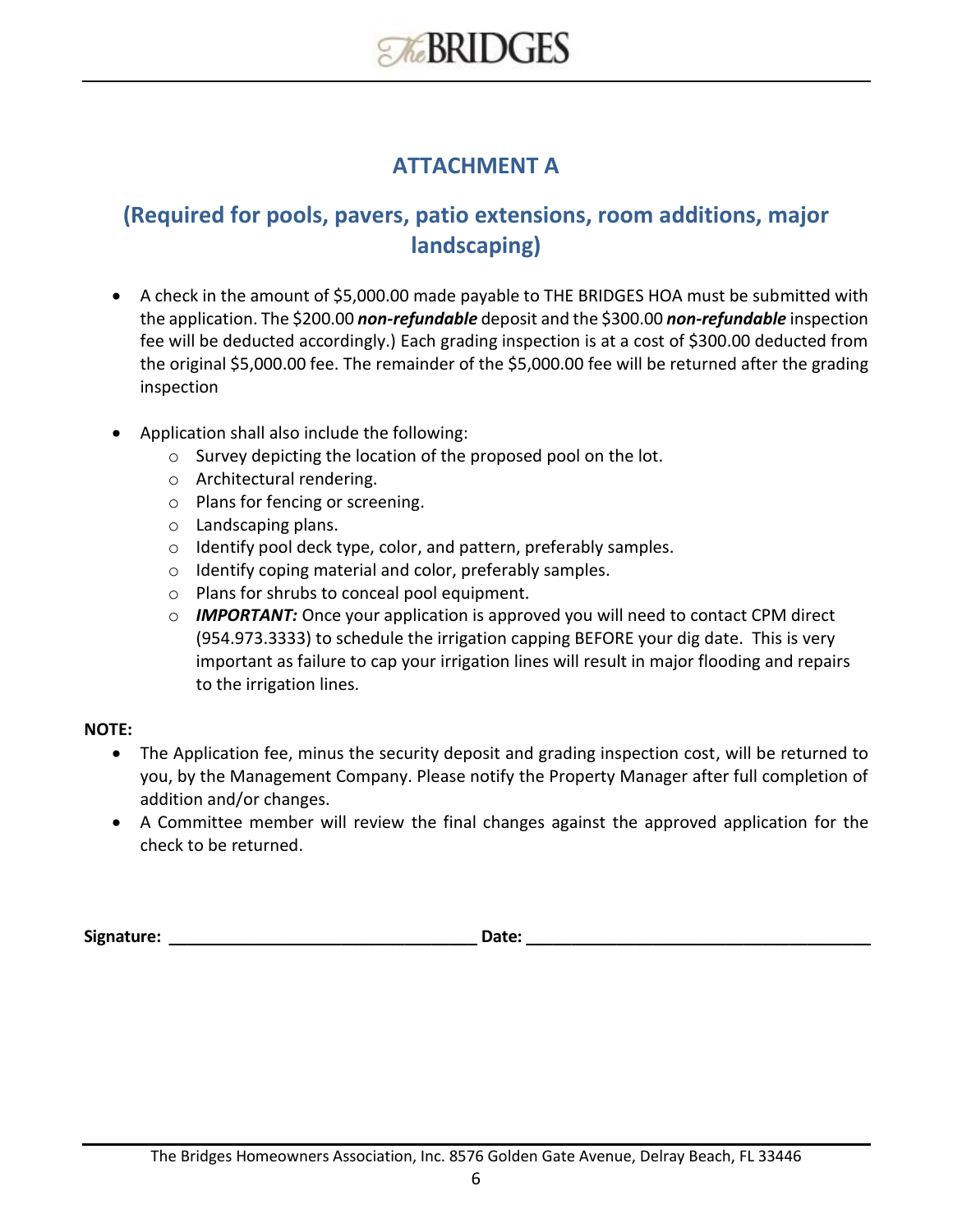## ATTACHMENT A

## (Required for pools, pavers, patio extensions, room additions, major landscaping)

- A check in the amount of $5,000.00 made payable to THE BRIDGES HOA must be submitted with the application. The $200.00 ***non-refundable*** deposit and the $300.00 ***non-refundable*** inspection fee will be deducted accordingly.) Each grading inspection is at a cost of $300.00 deducted from the original $5,000.00 fee. The remainder of the $5,000.00 fee will be returned after the grading inspection

- Application shall also include the following:
    - Survey depicting the location of the proposed pool on the lot.
    - Architectural rendering.
    - Plans for fencing or screening.
    - Landscaping plans.
    - Identify pool deck type, color, and pattern, preferably samples.
    - Identify coping material and color, preferably samples.
    - Plans for shrubs to conceal pool equipment.
    - ***IMPORTANT:*** Once your application is approved you will need to contact CPM direct (954.973.3333) to schedule the irrigation capping BEFORE your dig date. This is very important as failure to cap your irrigation lines will result in major flooding and repairs to the irrigation lines.

**NOTE:**

- The Application fee, minus the security deposit and grading inspection cost, will be returned to you, by the Management Company. Please notify the Property Manager after full completion of addition and/or changes.
- A Committee member will review the final changes against the approved application for the check to be returned.

**Signature:** ________________________________ **Date:** ____________________________________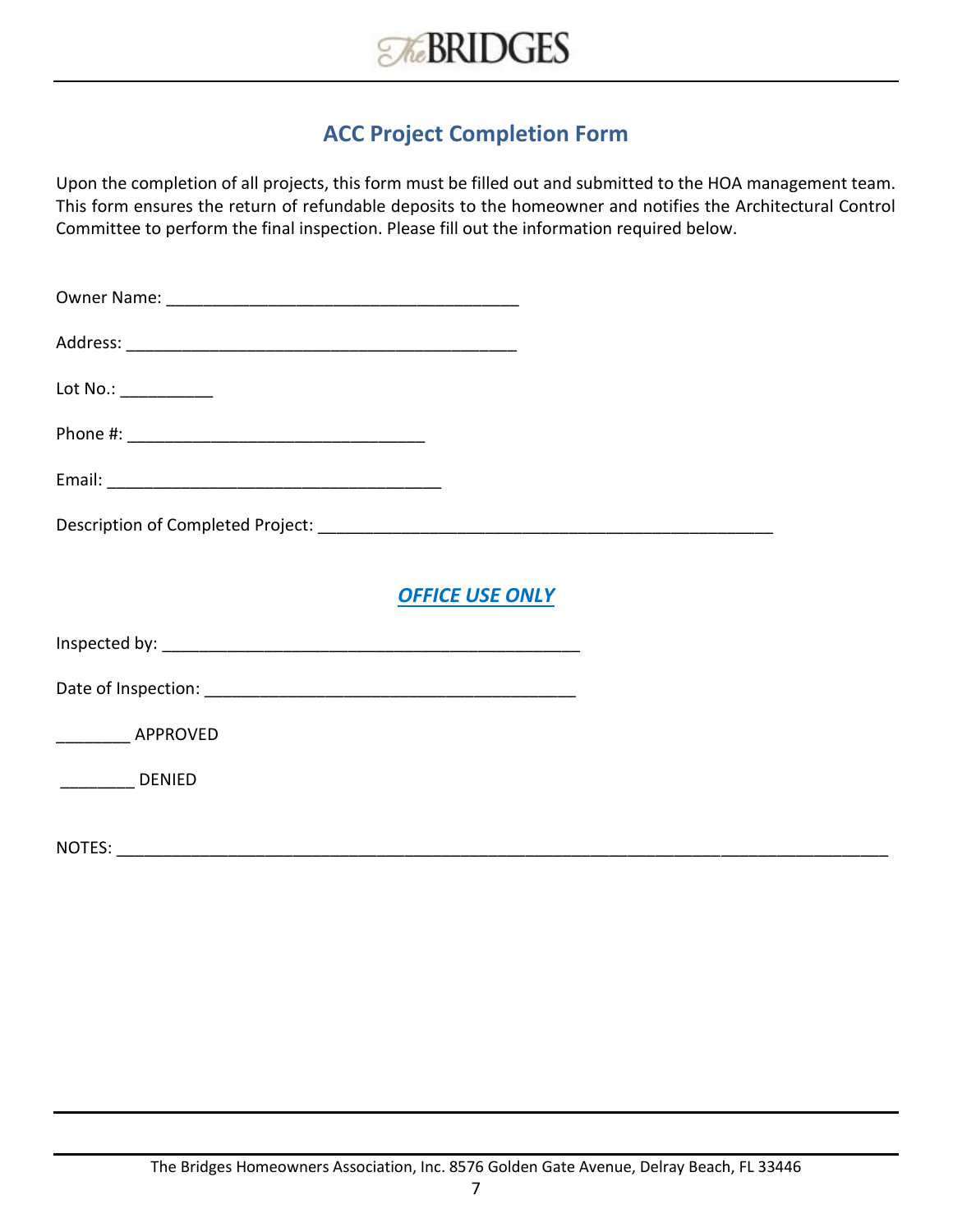# ACC Project Completion Form

Upon the completion of all projects, this form must be filled out and submitted to the HOA management team. This form ensures the return of refundable deposits to the homeowner and notifies the Architectural Control Committee to perform the final inspection. Please fill out the information required below.

Owner Name: _______________________________________

Address: ___________________________________________

Lot No.: __________

Phone #: ________________________________

Email: ____________________________________

Description of Completed Project: __________________________________________________

## *OFFICE USE ONLY*

Inspected by: ______________________________________________

Date of Inspection: _________________________________________

________ APPROVED

________ DENIED

NOTES: ____________________________________________________________________________________